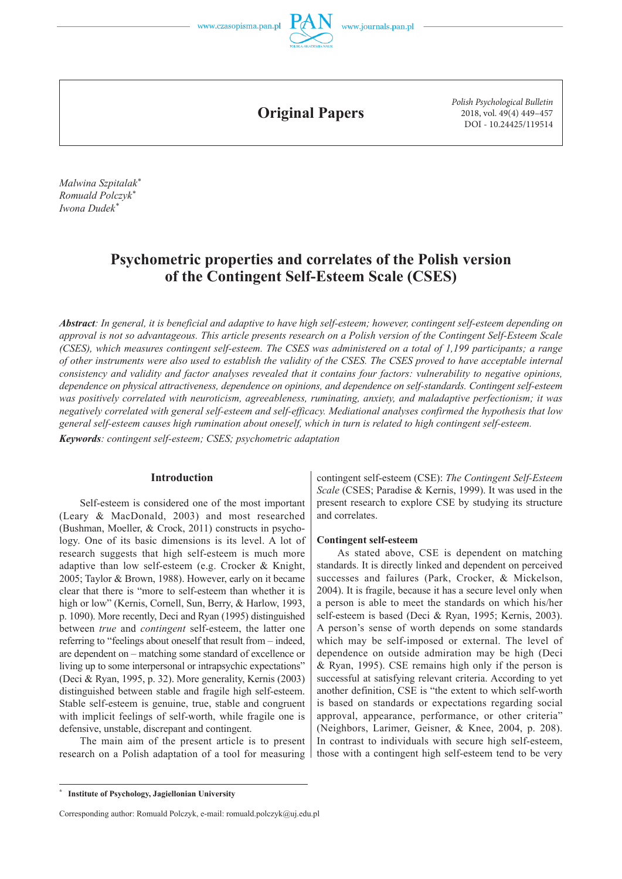Original Papers

*Polish Psychological Bulletin*
2018, vol. 49(4) 449–457
DOI - 10.24425/119514

*Malwina Szpitalak*[*]
*Romuald Polczyk*[*]
*Iwona Dudek*[*]

# Psychometric properties and correlates of the Polish version of the Contingent Self-Esteem Scale (CSES)

***Abstract**: In general, it is beneficial and adaptive to have high self-esteem; however, contingent self-esteem depending on approval is not so advantageous. This article presents research on a Polish version of the Contingent Self-Esteem Scale (CSES), which measures contingent self-esteem. The CSES was administered on a total of 1,199 participants; a range of other instruments were also used to establish the validity of the CSES. The CSES proved to have acceptable internal consistency and validity and factor analyses revealed that it contains four factors: vulnerability to negative opinions, dependence on physical attractiveness, dependence on opinions, and dependence on self-standards. Contingent self-esteem was positively correlated with neuroticism, agreeableness, ruminating, anxiety, and maladaptive perfectionism; it was negatively correlated with general self-esteem and self-efficacy. Mediational analyses confirmed the hypothesis that low general self-esteem causes high rumination about oneself, which in turn is related to high contingent self-esteem.*

***Keywords**: contingent self-esteem; CSES; psychometric adaptation*

## Introduction

Self-esteem is considered one of the most important (Leary & MacDonald, 2003) and most researched (Bushman, Moeller, & Crock, 2011) constructs in psychology. One of its basic dimensions is its level. A lot of research suggests that high self-esteem is much more adaptive than low self-esteem (e.g. Crocker & Knight, 2005; Taylor & Brown, 1988). However, early on it became clear that there is "more to self-esteem than whether it is high or low" (Kernis, Cornell, Sun, Berry, & Harlow, 1993, p. 1090). More recently, Deci and Ryan (1995) distinguished between *true* and *contingent* self-esteem, the latter one referring to "feelings about oneself that result from – indeed, are dependent on – matching some standard of excellence or living up to some interpersonal or intrapsychic expectations" (Deci & Ryan, 1995, p. 32). More generality, Kernis (2003) distinguished between stable and fragile high self-esteem. Stable self-esteem is genuine, true, stable and congruent with implicit feelings of self-worth, while fragile one is defensive, unstable, discrepant and contingent.

The main aim of the present article is to present research on a Polish adaptation of a tool for measuring contingent self-esteem (CSE): *The Contingent Self-Esteem Scale* (CSES; Paradise & Kernis, 1999). It was used in the present research to explore CSE by studying its structure and correlates.

### Contingent self-esteem

As stated above, CSE is dependent on matching standards. It is directly linked and dependent on perceived successes and failures (Park, Crocker, & Mickelson, 2004). It is fragile, because it has a secure level only when a person is able to meet the standards on which his/her self-esteem is based (Deci & Ryan, 1995; Kernis, 2003). A person's sense of worth depends on some standards which may be self-imposed or external. The level of dependence on outside admiration may be high (Deci & Ryan, 1995). CSE remains high only if the person is successful at satisfying relevant criteria. According to yet another definition, CSE is "the extent to which self-worth is based on standards or expectations regarding social approval, appearance, performance, or other criteria" (Neighbors, Larimer, Geisner, & Knee, 2004, p. 208). In contrast to individuals with secure high self-esteem, those with a contingent high self-esteem tend to be very

---

[*] **Institute of Psychology, Jagiellonian University**

Corresponding author: Romuald Polczyk, e-mail: romuald.polczyk@uj.edu.pl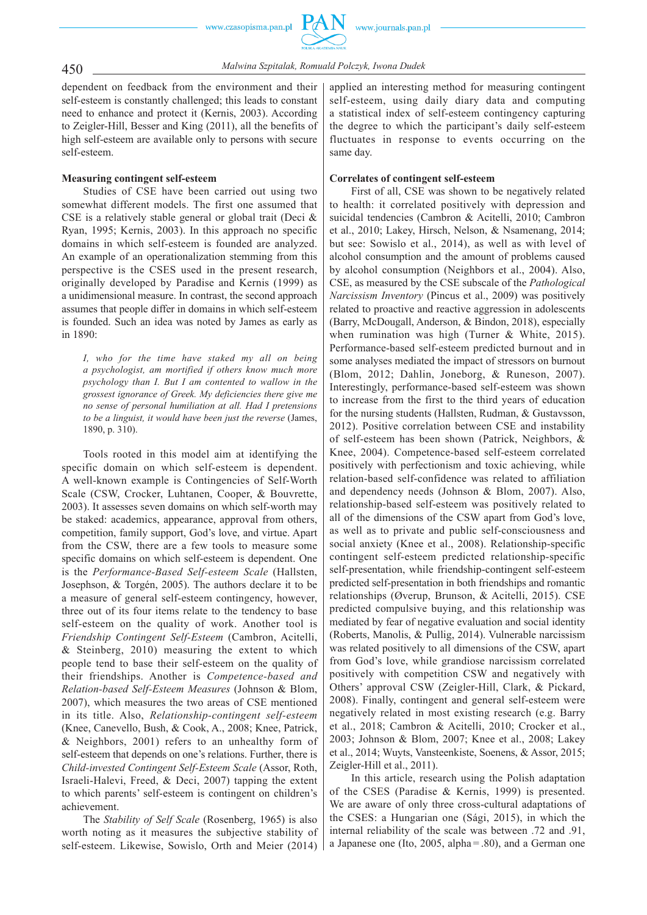dependent on feedback from the environment and their self-esteem is constantly challenged; this leads to constant need to enhance and protect it (Kernis, 2003). According to Zeigler-Hill, Besser and King (2011), all the benefits of high self-esteem are available only to persons with secure self-esteem.

### Measuring contingent self-esteem

Studies of CSE have been carried out using two somewhat different models. The first one assumed that CSE is a relatively stable general or global trait (Deci & Ryan, 1995; Kernis, 2003). In this approach no specific domains in which self-esteem is founded are analyzed. An example of an operationalization stemming from this perspective is the CSES used in the present research, originally developed by Paradise and Kernis (1999) as a unidimensional measure. In contrast, the second approach assumes that people differ in domains in which self-esteem is founded. Such an idea was noted by James as early as in 1890:

> *I, who for the time have staked my all on being a psychologist, am mortified if others know much more psychology than I. But I am contented to wallow in the grossest ignorance of Greek. My deficiencies there give me no sense of personal humiliation at all. Had I pretensions to be a linguist, it would have been just the reverse* (James, 1890, p. 310).

Tools rooted in this model aim at identifying the specific domain on which self-esteem is dependent. A well-known example is Contingencies of Self-Worth Scale (CSW, Crocker, Luhtanen, Cooper, & Bouvrette, 2003). It assesses seven domains on which self-worth may be staked: academics, appearance, approval from others, competition, family support, God's love, and virtue. Apart from the CSW, there are a few tools to measure some specific domains on which self-esteem is dependent. One is the *Performance-Based Self-esteem Scale* (Hallsten, Josephson, & Torgén, 2005). The authors declare it to be a measure of general self-esteem contingency, however, three out of its four items relate to the tendency to base self-esteem on the quality of work. Another tool is *Friendship Contingent Self-Esteem* (Cambron, Acitelli, & Steinberg, 2010) measuring the extent to which people tend to base their self-esteem on the quality of their friendships. Another is *Competence-based and Relation-based Self-Esteem Measures* (Johnson & Blom, 2007), which measures the two areas of CSE mentioned in its title. Also, *Relationship-contingent self-esteem* (Knee, Canevello, Bush, & Cook, A., 2008; Knee, Patrick, & Neighbors, 2001) refers to an unhealthy form of self-esteem that depends on one's relations. Further, there is *Child-invested Contingent Self-Esteem Scale* (Assor, Roth, Israeli-Halevi, Freed, & Deci, 2007) tapping the extent to which parents' self-esteem is contingent on children's achievement.

The *Stability of Self Scale* (Rosenberg, 1965) is also worth noting as it measures the subjective stability of self-esteem. Likewise, Sowislo, Orth and Meier (2014) applied an interesting method for measuring contingent self-esteem, using daily diary data and computing a statistical index of self-esteem contingency capturing the degree to which the participant's daily self-esteem fluctuates in response to events occurring on the same day.

### Correlates of contingent self-esteem

First of all, CSE was shown to be negatively related to health: it correlated positively with depression and suicidal tendencies (Cambron & Acitelli, 2010; Cambron et al., 2010; Lakey, Hirsch, Nelson, & Nsamenang, 2014; but see: Sowislo et al., 2014), as well as with level of alcohol consumption and the amount of problems caused by alcohol consumption (Neighbors et al., 2004). Also, CSE, as measured by the CSE subscale of the *Pathological Narcissism Inventory* (Pincus et al., 2009) was positively related to proactive and reactive aggression in adolescents (Barry, McDougall, Anderson, & Bindon, 2018), especially when rumination was high (Turner & White, 2015). Performance-based self-esteem predicted burnout and in some analyses mediated the impact of stressors on burnout (Blom, 2012; Dahlin, Joneborg, & Runeson, 2007). Interestingly, performance-based self-esteem was shown to increase from the first to the third years of education for the nursing students (Hallsten, Rudman, & Gustavsson, 2012). Positive correlation between CSE and instability of self-esteem has been shown (Patrick, Neighbors, & Knee, 2004). Competence-based self-esteem correlated positively with perfectionism and toxic achieving, while relation-based self-confidence was related to affiliation and dependency needs (Johnson & Blom, 2007). Also, relationship-based self-esteem was positively related to all of the dimensions of the CSW apart from God's love, as well as to private and public self-consciousness and social anxiety (Knee et al., 2008). Relationship-specific contingent self-esteem predicted relationship-specific self-presentation, while friendship-contingent self-esteem predicted self-presentation in both friendships and romantic relationships (Øverup, Brunson, & Acitelli, 2015). CSE predicted compulsive buying, and this relationship was mediated by fear of negative evaluation and social identity (Roberts, Manolis, & Pullig, 2014). Vulnerable narcissism was related positively to all dimensions of the CSW, apart from God's love, while grandiose narcissism correlated positively with competition CSW and negatively with Others' approval CSW (Zeigler-Hill, Clark, & Pickard, 2008). Finally, contingent and general self-esteem were negatively related in most existing research (e.g. Barry et al., 2018; Cambron & Acitelli, 2010; Crocker et al., 2003; Johnson & Blom, 2007; Knee et al., 2008; Lakey et al., 2014; Wuyts, Vansteenkiste, Soenens, & Assor, 2015; Zeigler-Hill et al., 2011).

In this article, research using the Polish adaptation of the CSES (Paradise & Kernis, 1999) is presented. We are aware of only three cross-cultural adaptations of the CSES: a Hungarian one (Sági, 2015), in which the internal reliability of the scale was between .72 and .91, a Japanese one (Ito, 2005, alpha = .80), and a German one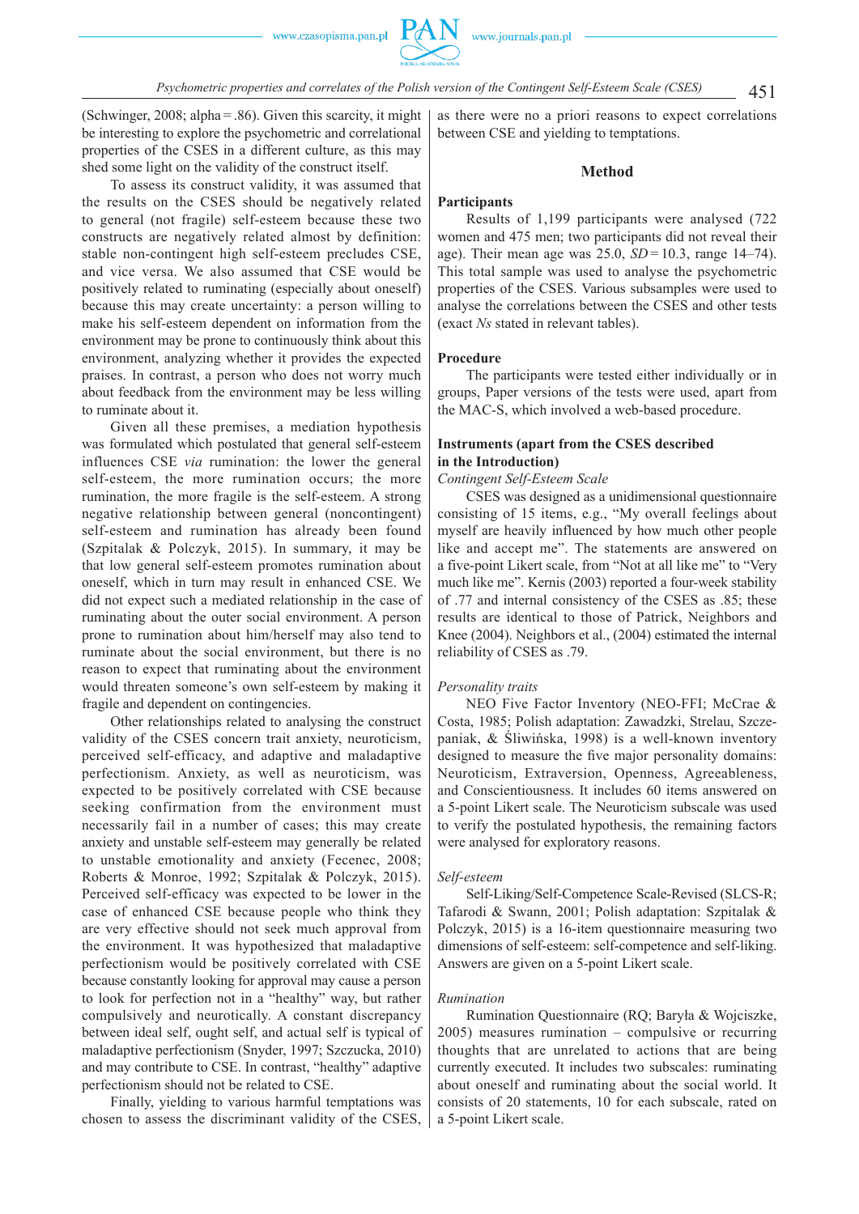(Schwinger, 2008; alpha = .86). Given this scarcity, it might be interesting to explore the psychometric and correlational properties of the CSES in a different culture, as this may shed some light on the validity of the construct itself.

To assess its construct validity, it was assumed that the results on the CSES should be negatively related to general (not fragile) self-esteem because these two constructs are negatively related almost by definition: stable non-contingent high self-esteem precludes CSE, and vice versa. We also assumed that CSE would be positively related to ruminating (especially about oneself) because this may create uncertainty: a person willing to make his self-esteem dependent on information from the environment may be prone to continuously think about this environment, analyzing whether it provides the expected praises. In contrast, a person who does not worry much about feedback from the environment may be less willing to ruminate about it.

Given all these premises, a mediation hypothesis was formulated which postulated that general self-esteem influences CSE *via* rumination: the lower the general self-esteem, the more rumination occurs; the more rumination, the more fragile is the self-esteem. A strong negative relationship between general (noncontingent) self-esteem and rumination has already been found (Szpitalak & Polczyk, 2015). In summary, it may be that low general self-esteem promotes rumination about oneself, which in turn may result in enhanced CSE. We did not expect such a mediated relationship in the case of ruminating about the outer social environment. A person prone to rumination about him/herself may also tend to ruminate about the social environment, but there is no reason to expect that ruminating about the environment would threaten someone's own self-esteem by making it fragile and dependent on contingencies.

Other relationships related to analysing the construct validity of the CSES concern trait anxiety, neuroticism, perceived self-efficacy, and adaptive and maladaptive perfectionism. Anxiety, as well as neuroticism, was expected to be positively correlated with CSE because seeking confirmation from the environment must necessarily fail in a number of cases; this may create anxiety and unstable self-esteem may generally be related to unstable emotionality and anxiety (Fecenec, 2008; Roberts & Monroe, 1992; Szpitalak & Polczyk, 2015). Perceived self-efficacy was expected to be lower in the case of enhanced CSE because people who think they are very effective should not seek much approval from the environment. It was hypothesized that maladaptive perfectionism would be positively correlated with CSE because constantly looking for approval may cause a person to look for perfection not in a "healthy" way, but rather compulsively and neurotically. A constant discrepancy between ideal self, ought self, and actual self is typical of maladaptive perfectionism (Snyder, 1997; Szczucka, 2010) and may contribute to CSE. In contrast, "healthy" adaptive perfectionism should not be related to CSE.

Finally, yielding to various harmful temptations was chosen to assess the discriminant validity of the CSES, as there were no a priori reasons to expect correlations between CSE and yielding to temptations.

## Method

### Participants

Results of 1,199 participants were analysed (722 women and 475 men; two participants did not reveal their age). Their mean age was 25.0, *SD* = 10.3, range 14–74). This total sample was used to analyse the psychometric properties of the CSES. Various subsamples were used to analyse the correlations between the CSES and other tests (exact *Ns* stated in relevant tables).

### Procedure

The participants were tested either individually or in groups, Paper versions of the tests were used, apart from the MAC-S, which involved a web-based procedure.

### Instruments (apart from the CSES described in the Introduction)

*Contingent Self-Esteem Scale*

CSES was designed as a unidimensional questionnaire consisting of 15 items, e.g., "My overall feelings about myself are heavily influenced by how much other people like and accept me". The statements are answered on a five-point Likert scale, from "Not at all like me" to "Very much like me". Kernis (2003) reported a four-week stability of .77 and internal consistency of the CSES as .85; these results are identical to those of Patrick, Neighbors and Knee (2004). Neighbors et al., (2004) estimated the internal reliability of CSES as .79.

*Personality traits*

NEO Five Factor Inventory (NEO-FFI; McCrae & Costa, 1985; Polish adaptation: Zawadzki, Strelau, Szczepaniak, & Śliwińska, 1998) is a well-known inventory designed to measure the five major personality domains: Neuroticism, Extraversion, Openness, Agreeableness, and Conscientiousness. It includes 60 items answered on a 5-point Likert scale. The Neuroticism subscale was used to verify the postulated hypothesis, the remaining factors were analysed for exploratory reasons.

*Self-esteem*

Self-Liking/Self-Competence Scale-Revised (SLCS-R; Tafarodi & Swann, 2001; Polish adaptation: Szpitalak & Polczyk, 2015) is a 16-item questionnaire measuring two dimensions of self-esteem: self-competence and self-liking. Answers are given on a 5-point Likert scale.

*Rumination*

Rumination Questionnaire (RQ; Baryła & Wojciszke, 2005) measures rumination – compulsive or recurring thoughts that are unrelated to actions that are being currently executed. It includes two subscales: ruminating about oneself and ruminating about the social world. It consists of 20 statements, 10 for each subscale, rated on a 5-point Likert scale.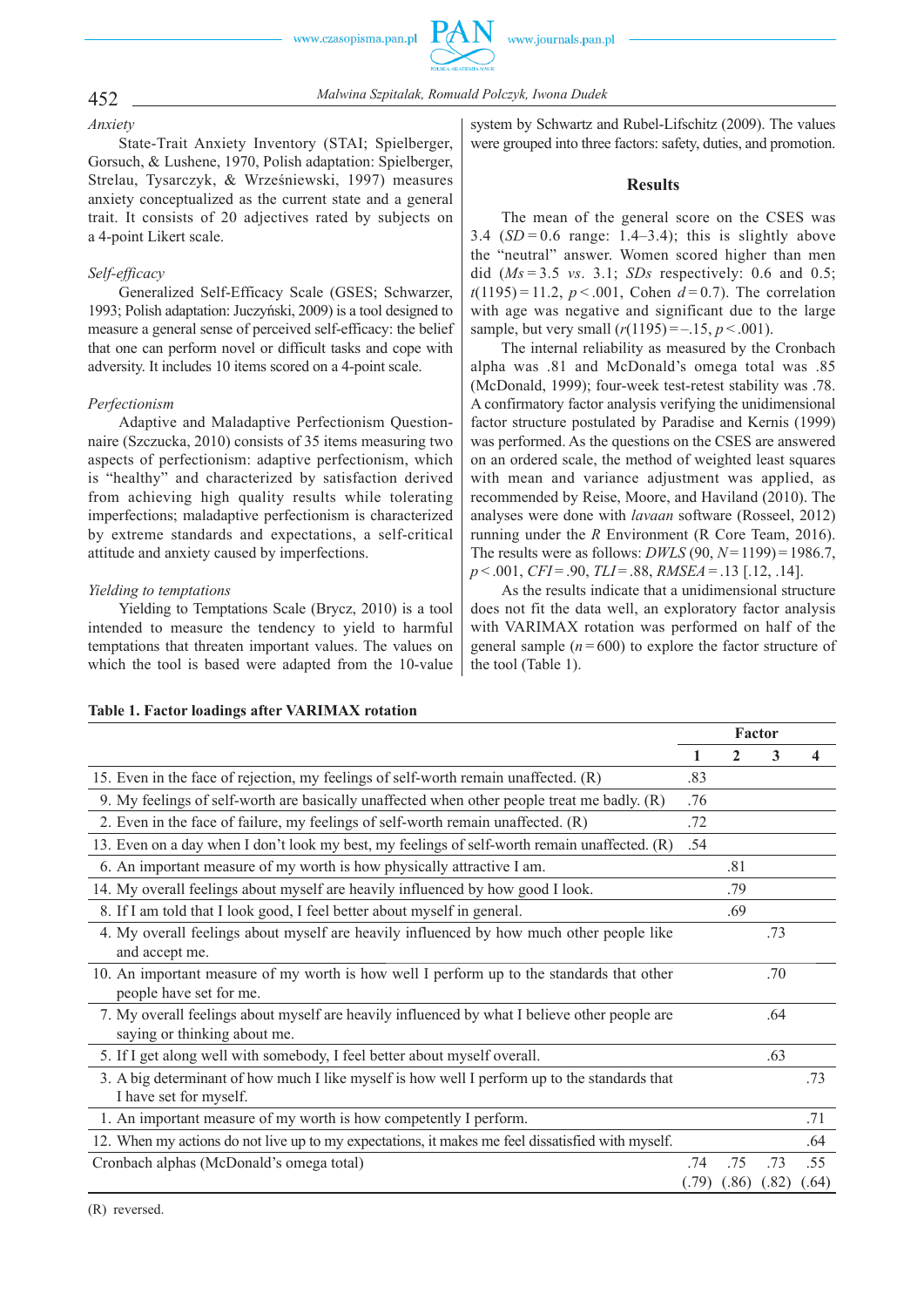*Anxiety*

State-Trait Anxiety Inventory (STAI; Spielberger, Gorsuch, & Lushene, 1970, Polish adaptation: Spielberger, Strelau, Tysarczyk, & Wrześniewski, 1997) measures anxiety conceptualized as the current state and a general trait. It consists of 20 adjectives rated by subjects on a 4-point Likert scale.

*Self-efficacy*

Generalized Self-Efficacy Scale (GSES; Schwarzer, 1993; Polish adaptation: Juczyński, 2009) is a tool designed to measure a general sense of perceived self-efficacy: the belief that one can perform novel or difficult tasks and cope with adversity. It includes 10 items scored on a 4-point scale.

*Perfectionism*

Adaptive and Maladaptive Perfectionism Questionnaire (Szczucka, 2010) consists of 35 items measuring two aspects of perfectionism: adaptive perfectionism, which is "healthy" and characterized by satisfaction derived from achieving high quality results while tolerating imperfections; maladaptive perfectionism is characterized by extreme standards and expectations, a self-critical attitude and anxiety caused by imperfections.

*Yielding to temptations*

Yielding to Temptations Scale (Brycz, 2010) is a tool intended to measure the tendency to yield to harmful temptations that threaten important values. The values on which the tool is based were adapted from the 10-value system by Schwartz and Rubel-Lifschitz (2009). The values were grouped into three factors: safety, duties, and promotion.

## Results

The mean of the general score on the CSES was 3.4 ($SD = 0.6$ range: 1.4–3.4); this is slightly above the "neutral" answer. Women scored higher than men did ($Ms = 3.5$ *vs.* 3.1; *SDs* respectively: 0.6 and 0.5; $t(1195) = 11.2$, $p < .001$, Cohen $d = 0.7$). The correlation with age was negative and significant due to the large sample, but very small ($r(1195) = -.15$, $p < .001$).

The internal reliability as measured by the Cronbach alpha was .81 and McDonald's omega total was .85 (McDonald, 1999); four-week test-retest stability was .78. A confirmatory factor analysis verifying the unidimensional factor structure postulated by Paradise and Kernis (1999) was performed. As the questions on the CSES are answered on an ordered scale, the method of weighted least squares with mean and variance adjustment was applied, as recommended by Reise, Moore, and Haviland (2010). The analyses were done with *lavaan* software (Rosseel, 2012) running under the *R* Environment (R Core Team, 2016). The results were as follows: $DWLS$ $(90, N = 1199) = 1986.7$, $p < .001$, $CFI = .90$, $TLI = .88$, $RMSEA = .13$ [.12, .14].

As the results indicate that a unidimensional structure does not fit the data well, an exploratory factor analysis with VARIMAX rotation was performed on half of the general sample ($n = 600$) to explore the factor structure of the tool (Table 1).

**Table 1. Factor loadings after VARIMAX rotation**

| | Factor | | | |
|---|---|---|---|---|
| | 1 | 2 | 3 | 4 |
| 15. Even in the face of rejection, my feelings of self-worth remain unaffected. (R) | .83 | | | |
| 9. My feelings of self-worth are basically unaffected when other people treat me badly. (R) | .76 | | | |
| 2. Even in the face of failure, my feelings of self-worth remain unaffected. (R) | .72 | | | |
| 13. Even on a day when I don't look my best, my feelings of self-worth remain unaffected. (R) | .54 | | | |
| 6. An important measure of my worth is how physically attractive I am. | | .81 | | |
| 14. My overall feelings about myself are heavily influenced by how good I look. | | .79 | | |
| 8. If I am told that I look good, I feel better about myself in general. | | .69 | | |
| 4. My overall feelings about myself are heavily influenced by how much other people like and accept me. | | | .73 | |
| 10. An important measure of my worth is how well I perform up to the standards that other people have set for me. | | | .70 | |
| 7. My overall feelings about myself are heavily influenced by what I believe other people are saying or thinking about me. | | | .64 | |
| 5. If I get along well with somebody, I feel better about myself overall. | | | .63 | |
| 3. A big determinant of how much I like myself is how well I perform up to the standards that I have set for myself. | | | | .73 |
| 1. An important measure of my worth is how competently I perform. | | | | .71 |
| 12. When my actions do not live up to my expectations, it makes me feel dissatisfied with myself. | | | | .64 |
| Cronbach alphas (McDonald's omega total) | .74 (.79) | .75 (.86) | .73 (.82) | .55 (.64) |

(R) reversed.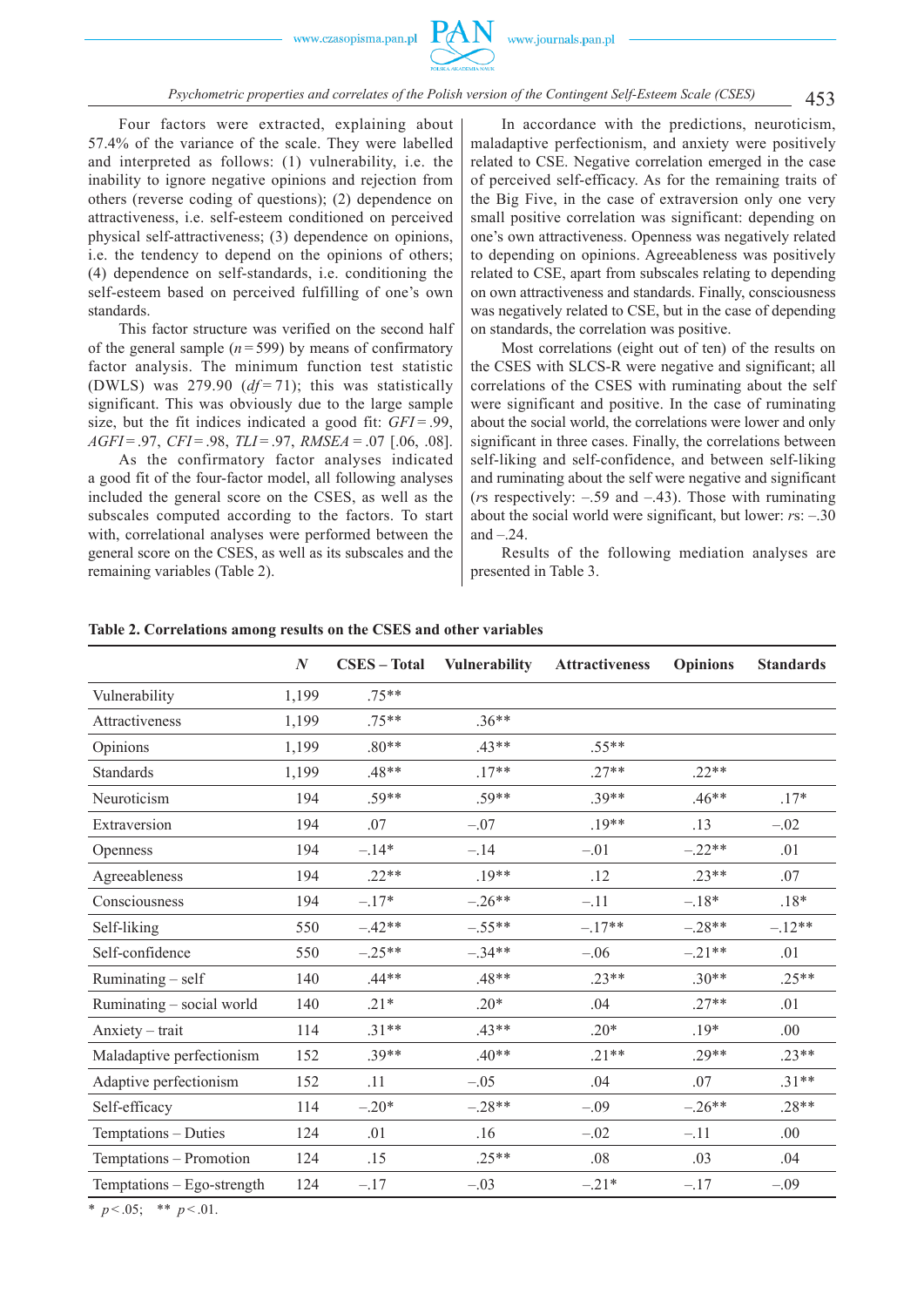Four factors were extracted, explaining about 57.4% of the variance of the scale. They were labelled and interpreted as follows: (1) vulnerability, i.e. the inability to ignore negative opinions and rejection from others (reverse coding of questions); (2) dependence on attractiveness, i.e. self-esteem conditioned on perceived physical self-attractiveness; (3) dependence on opinions, i.e. the tendency to depend on the opinions of others; (4) dependence on self-standards, i.e. conditioning the self-esteem based on perceived fulfilling of one's own standards.

This factor structure was verified on the second half of the general sample ($n = 599$) by means of confirmatory factor analysis. The minimum function test statistic (DWLS) was 279.90 ($df = 71$); this was statistically significant. This was obviously due to the large sample size, but the fit indices indicated a good fit: $GFI = .99$, $AGFI = .97$, $CFI = .98$, $TLI = .97$, $RMSEA = .07$ [.06, .08].

As the confirmatory factor analyses indicated a good fit of the four-factor model, all following analyses included the general score on the CSES, as well as the subscales computed according to the factors. To start with, correlational analyses were performed between the general score on the CSES, as well as its subscales and the remaining variables (Table 2).

In accordance with the predictions, neuroticism, maladaptive perfectionism, and anxiety were positively related to CSE. Negative correlation emerged in the case of perceived self-efficacy. As for the remaining traits of the Big Five, in the case of extraversion only one very small positive correlation was significant: depending on one's own attractiveness. Openness was negatively related to depending on opinions. Agreeableness was positively related to CSE, apart from subscales relating to depending on own attractiveness and standards. Finally, consciousness was negatively related to CSE, but in the case of depending on standards, the correlation was positive.

Most correlations (eight out of ten) of the results on the CSES with SLCS-R were negative and significant; all correlations of the CSES with ruminating about the self were significant and positive. In the case of ruminating about the social world, the correlations were lower and only significant in three cases. Finally, the correlations between self-liking and self-confidence, and between self-liking and ruminating about the self were negative and significant (*r*s respectively: –.59 and –.43). Those with ruminating about the social world were significant, but lower: *r*s: –.30 and –.24.

Results of the following mediation analyses are presented in Table 3.

**Table 2. Correlations among results on the CSES and other variables**

| | *N* | CSES – Total | Vulnerability | Attractiveness | Opinions | Standards |
|---|---|---|---|---|---|---|
| Vulnerability | 1,199 | .75** | | | | |
| Attractiveness | 1,199 | .75** | .36** | | | |
| Opinions | 1,199 | .80** | .43** | .55** | | |
| Standards | 1,199 | .48** | .17** | .27** | .22** | |
| Neuroticism | 194 | .59** | .59** | .39** | .46** | .17* |
| Extraversion | 194 | .07 | –.07 | .19** | .13 | –.02 |
| Openness | 194 | –.14* | –.14 | –.01 | –.22** | .01 |
| Agreeableness | 194 | .22** | .19** | .12 | .23** | .07 |
| Consciousness | 194 | –.17* | –.26** | –.11 | –.18* | .18* |
| Self-liking | 550 | –.42** | –.55** | –.17** | –.28** | –.12** |
| Self-confidence | 550 | –.25** | –.34** | –.06 | –.21** | .01 |
| Ruminating – self | 140 | .44** | .48** | .23** | .30** | .25** |
| Ruminating – social world | 140 | .21* | .20* | .04 | .27** | .01 |
| Anxiety – trait | 114 | .31** | .43** | .20* | .19* | .00 |
| Maladaptive perfectionism | 152 | .39** | .40** | .21** | .29** | .23** |
| Adaptive perfectionism | 152 | .11 | –.05 | .04 | .07 | .31** |
| Self-efficacy | 114 | –.20* | –.28** | –.09 | –.26** | .28** |
| Temptations – Duties | 124 | .01 | .16 | –.02 | –.11 | .00 |
| Temptations – Promotion | 124 | .15 | .25** | .08 | .03 | .04 |
| Temptations – Ego-strength | 124 | –.17 | –.03 | –.21* | –.17 | –.09 |

* $p < .05$; ** $p < .01$.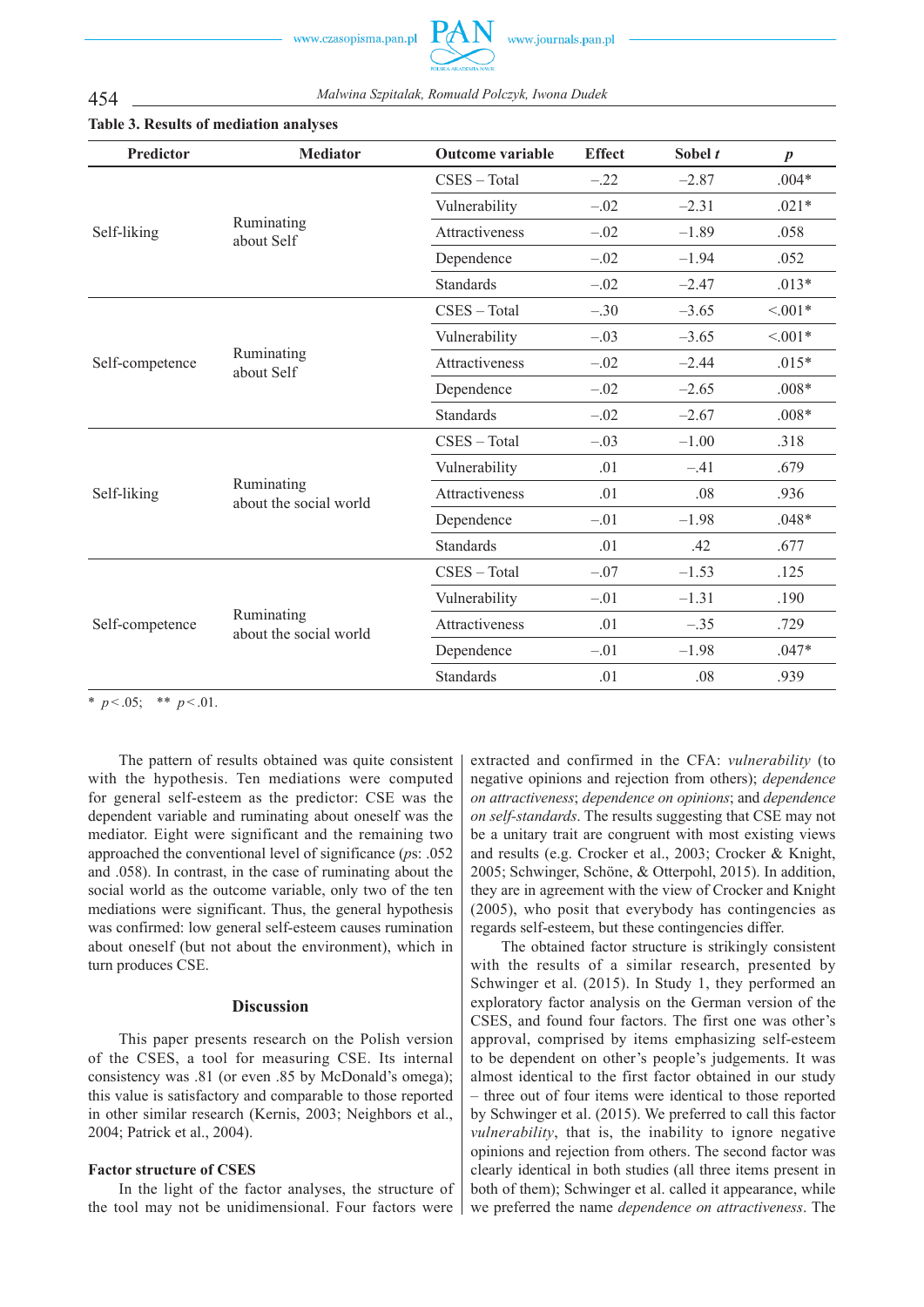**Table 3. Results of mediation analyses**

| Predictor | Mediator | Outcome variable | Effect | Sobel *t* | *p* |
|---|---|---|---|---|---|
| Self-liking | Ruminating about Self | CSES – Total | –.22 | –2.87 | .004* |
| | | Vulnerability | –.02 | –2.31 | .021* |
| | | Attractiveness | –.02 | –1.89 | .058 |
| | | Dependence | –.02 | –1.94 | .052 |
| | | Standards | –.02 | –2.47 | .013* |
| Self-competence | Ruminating about Self | CSES – Total | –.30 | –3.65 | <.001* |
| | | Vulnerability | –.03 | –3.65 | <.001* |
| | | Attractiveness | –.02 | –2.44 | .015* |
| | | Dependence | –.02 | –2.65 | .008* |
| | | Standards | –.02 | –2.67 | .008* |
| Self-liking | Ruminating about the social world | CSES – Total | –.03 | –1.00 | .318 |
| | | Vulnerability | .01 | –.41 | .679 |
| | | Attractiveness | .01 | .08 | .936 |
| | | Dependence | –.01 | –1.98 | .048* |
| | | Standards | .01 | .42 | .677 |
| Self-competence | Ruminating about the social world | CSES – Total | –.07 | –1.53 | .125 |
| | | Vulnerability | –.01 | –1.31 | .190 |
| | | Attractiveness | .01 | –.35 | .729 |
| | | Dependence | –.01 | –1.98 | .047* |
| | | Standards | .01 | .08 | .939 |

\* $p < .05$; \*\* $p < .01$.

The pattern of results obtained was quite consistent with the hypothesis. Ten mediations were computed for general self-esteem as the predictor: CSE was the dependent variable and ruminating about oneself was the mediator. Eight were significant and the remaining two approached the conventional level of significance (*p*s: .052 and .058). In contrast, in the case of ruminating about the social world as the outcome variable, only two of the ten mediations were significant. Thus, the general hypothesis was confirmed: low general self-esteem causes rumination about oneself (but not about the environment), which in turn produces CSE.

## Discussion

This paper presents research on the Polish version of the CSES, a tool for measuring CSE. Its internal consistency was .81 (or even .85 by McDonald's omega); this value is satisfactory and comparable to those reported in other similar research (Kernis, 2003; Neighbors et al., 2004; Patrick et al., 2004).

### Factor structure of CSES

In the light of the factor analyses, the structure of the tool may not be unidimensional. Four factors were extracted and confirmed in the CFA: *vulnerability* (to negative opinions and rejection from others); *dependence on attractiveness*; *dependence on opinions*; and *dependence on self-standards*. The results suggesting that CSE may not be a unitary trait are congruent with most existing views and results (e.g. Crocker et al., 2003; Crocker & Knight, 2005; Schwinger, Schöne, & Otterpohl, 2015). In addition, they are in agreement with the view of Crocker and Knight (2005), who posit that everybody has contingencies as regards self-esteem, but these contingencies differ.

The obtained factor structure is strikingly consistent with the results of a similar research, presented by Schwinger et al. (2015). In Study 1, they performed an exploratory factor analysis on the German version of the CSES, and found four factors. The first one was other's approval, comprised by items emphasizing self-esteem to be dependent on other's people's judgements. It was almost identical to the first factor obtained in our study – three out of four items were identical to those reported by Schwinger et al. (2015). We preferred to call this factor *vulnerability*, that is, the inability to ignore negative opinions and rejection from others. The second factor was clearly identical in both studies (all three items present in both of them); Schwinger et al. called it appearance, while we preferred the name *dependence on attractiveness*. The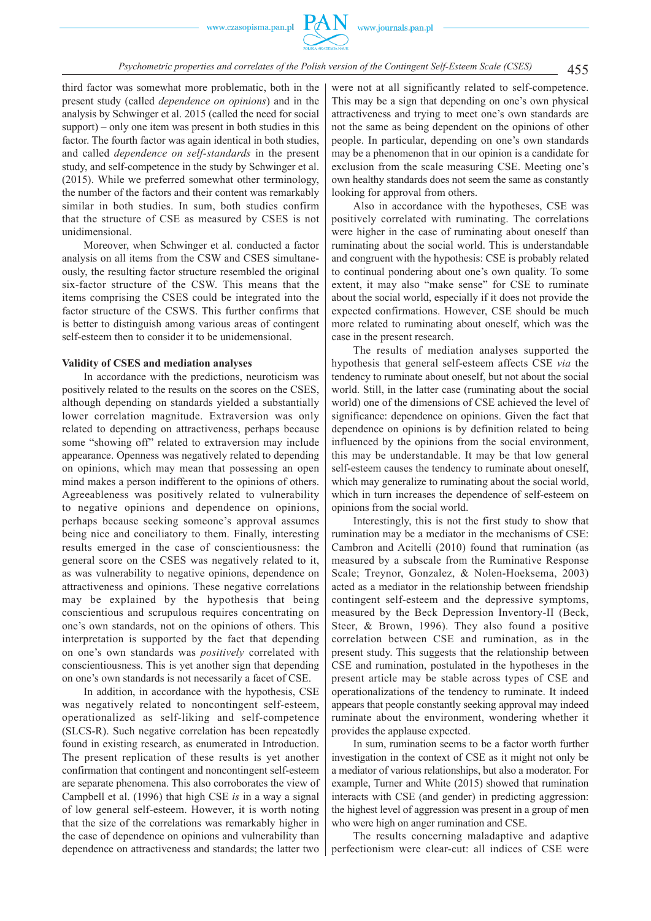third factor was somewhat more problematic, both in the present study (called *dependence on opinions*) and in the analysis by Schwinger et al. 2015 (called the need for social support) – only one item was present in both studies in this factor. The fourth factor was again identical in both studies, and called *dependence on self-standards* in the present study, and self-competence in the study by Schwinger et al. (2015). While we preferred somewhat other terminology, the number of the factors and their content was remarkably similar in both studies. In sum, both studies confirm that the structure of CSE as measured by CSES is not unidimensional.

Moreover, when Schwinger et al. conducted a factor analysis on all items from the CSW and CSES simultaneously, the resulting factor structure resembled the original six-factor structure of the CSW. This means that the items comprising the CSES could be integrated into the factor structure of the CSWS. This further confirms that is better to distinguish among various areas of contingent self-esteem then to consider it to be unidemensional.

**Validity of CSES and mediation analyses**

In accordance with the predictions, neuroticism was positively related to the results on the scores on the CSES, although depending on standards yielded a substantially lower correlation magnitude. Extraversion was only related to depending on attractiveness, perhaps because some "showing off" related to extraversion may include appearance. Openness was negatively related to depending on opinions, which may mean that possessing an open mind makes a person indifferent to the opinions of others. Agreeableness was positively related to vulnerability to negative opinions and dependence on opinions, perhaps because seeking someone's approval assumes being nice and conciliatory to them. Finally, interesting results emerged in the case of conscientiousness: the general score on the CSES was negatively related to it, as was vulnerability to negative opinions, dependence on attractiveness and opinions. These negative correlations may be explained by the hypothesis that being conscientious and scrupulous requires concentrating on one's own standards, not on the opinions of others. This interpretation is supported by the fact that depending on one's own standards was *positively* correlated with conscientiousness. This is yet another sign that depending on one's own standards is not necessarily a facet of CSE.

In addition, in accordance with the hypothesis, CSE was negatively related to noncontingent self-esteem, operationalized as self-liking and self-competence (SLCS-R). Such negative correlation has been repeatedly found in existing research, as enumerated in Introduction. The present replication of these results is yet another confirmation that contingent and noncontingent self-esteem are separate phenomena. This also corroborates the view of Campbell et al. (1996) that high CSE *is* in a way a signal of low general self-esteem. However, it is worth noting that the size of the correlations was remarkably higher in the case of dependence on opinions and vulnerability than dependence on attractiveness and standards; the latter two were not at all significantly related to self-competence. This may be a sign that depending on one's own physical attractiveness and trying to meet one's own standards are not the same as being dependent on the opinions of other people. In particular, depending on one's own standards may be a phenomenon that in our opinion is a candidate for exclusion from the scale measuring CSE. Meeting one's own healthy standards does not seem the same as constantly looking for approval from others.

Also in accordance with the hypotheses, CSE was positively correlated with ruminating. The correlations were higher in the case of ruminating about oneself than ruminating about the social world. This is understandable and congruent with the hypothesis: CSE is probably related to continual pondering about one's own quality. To some extent, it may also "make sense" for CSE to ruminate about the social world, especially if it does not provide the expected confirmations. However, CSE should be much more related to ruminating about oneself, which was the case in the present research.

The results of mediation analyses supported the hypothesis that general self-esteem affects CSE *via* the tendency to ruminate about oneself, but not about the social world. Still, in the latter case (ruminating about the social world) one of the dimensions of CSE achieved the level of significance: dependence on opinions. Given the fact that dependence on opinions is by definition related to being influenced by the opinions from the social environment, this may be understandable. It may be that low general self-esteem causes the tendency to ruminate about oneself, which may generalize to ruminating about the social world, which in turn increases the dependence of self-esteem on opinions from the social world.

Interestingly, this is not the first study to show that rumination may be a mediator in the mechanisms of CSE: Cambron and Acitelli (2010) found that rumination (as measured by a subscale from the Ruminative Response Scale; Treynor, Gonzalez, & Nolen-Hoeksema, 2003) acted as a mediator in the relationship between friendship contingent self-esteem and the depressive symptoms, measured by the Beck Depression Inventory-II (Beck, Steer, & Brown, 1996). They also found a positive correlation between CSE and rumination, as in the present study. This suggests that the relationship between CSE and rumination, postulated in the hypotheses in the present article may be stable across types of CSE and operationalizations of the tendency to ruminate. It indeed appears that people constantly seeking approval may indeed ruminate about the environment, wondering whether it provides the applause expected.

In sum, rumination seems to be a factor worth further investigation in the context of CSE as it might not only be a mediator of various relationships, but also a moderator. For example, Turner and White (2015) showed that rumination interacts with CSE (and gender) in predicting aggression: the highest level of aggression was present in a group of men who were high on anger rumination and CSE.

The results concerning maladaptive and adaptive perfectionism were clear-cut: all indices of CSE were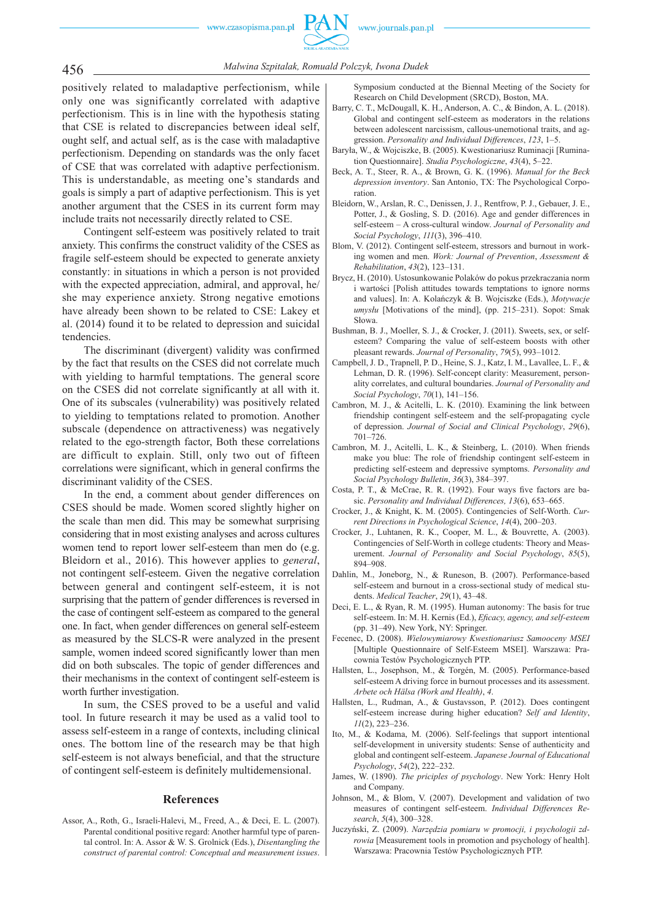positively related to maladaptive perfectionism, while only one was significantly correlated with adaptive perfectionism. This is in line with the hypothesis stating that CSE is related to discrepancies between ideal self, ought self, and actual self, as is the case with maladaptive perfectionism. Depending on standards was the only facet of CSE that was correlated with adaptive perfectionism. This is understandable, as meeting one's standards and goals is simply a part of adaptive perfectionism. This is yet another argument that the CSES in its current form may include traits not necessarily directly related to CSE.

Contingent self-esteem was positively related to trait anxiety. This confirms the construct validity of the CSES as fragile self-esteem should be expected to generate anxiety constantly: in situations in which a person is not provided with the expected appreciation, admiral, and approval, he/she may experience anxiety. Strong negative emotions have already been shown to be related to CSE: Lakey et al. (2014) found it to be related to depression and suicidal tendencies.

The discriminant (divergent) validity was confirmed by the fact that results on the CSES did not correlate much with yielding to harmful temptations. The general score on the CSES did not correlate significantly at all with it. One of its subscales (vulnerability) was positively related to yielding to temptations related to promotion. Another subscale (dependence on attractiveness) was negatively related to the ego-strength factor, Both these correlations are difficult to explain. Still, only two out of fifteen correlations were significant, which in general confirms the discriminant validity of the CSES.

In the end, a comment about gender differences on CSES should be made. Women scored slightly higher on the scale than men did. This may be somewhat surprising considering that in most existing analyses and across cultures women tend to report lower self-esteem than men do (e.g. Bleidorn et al., 2016). This however applies to *general*, not contingent self-esteem. Given the negative correlation between general and contingent self-esteem, it is not surprising that the pattern of gender differences is reversed in the case of contingent self-esteem as compared to the general one. In fact, when gender differences on general self-esteem as measured by the SLCS-R were analyzed in the present sample, women indeed scored significantly lower than men did on both subscales. The topic of gender differences and their mechanisms in the context of contingent self-esteem is worth further investigation.

In sum, the CSES proved to be a useful and valid tool. In future research it may be used as a valid tool to assess self-esteem in a range of contexts, including clinical ones. The bottom line of the research may be that high self-esteem is not always beneficial, and that the structure of contingent self-esteem is definitely multidemensional.

## References

Assor, A., Roth, G., Israeli-Halevi, M., Freed, A., & Deci, E. L. (2007). Parental conditional positive regard: Another harmful type of parental control. In: A. Assor & W. S. Grolnick (Eds.), *Disentangling the construct of parental control: Conceptual and measurement issues*. Symposium conducted at the Biennal Meeting of the Society for Research on Child Development (SRCD), Boston, MA.

Barry, C. T., McDougall, K. H., Anderson, A. C., & Bindon, A. L. (2018). Global and contingent self-esteem as moderators in the relations between adolescent narcissism, callous-unemotional traits, and aggression. *Personality and Individual Differences*, *123*, 1–5.

Baryła, W., & Wojciszke, B. (2005). Kwestionariusz Ruminacji [Rumination Questionnaire]. *Studia Psychologiczne*, *43*(4), 5–22.

Beck, A. T., Steer, R. A., & Brown, G. K. (1996). *Manual for the Beck depression inventory*. San Antonio, TX: The Psychological Corporation.

Bleidorn, W., Arslan, R. C., Denissen, J. J., Rentfrow, P. J., Gebauer, J. E., Potter, J., & Gosling, S. D. (2016). Age and gender differences in self-esteem – A cross-cultural window. *Journal of Personality and Social Psychology*, *111*(3), 396–410.

Blom, V. (2012). Contingent self-esteem, stressors and burnout in working women and men. *Work: Journal of Prevention, Assessment & Rehabilitation*, *43*(2), 123–131.

Brycz, H. (2010). Ustosunkowanie Polaków do pokus przekraczania norm i wartości [Polish attitudes towards temptations to ignore norms and values]. In: A. Kolańczyk & B. Wojciszke (Eds.), *Motywacje umysłu* [Motivations of the mind], (pp. 215–231). Sopot: Smak Słowa.

Bushman, B. J., Moeller, S. J., & Crocker, J. (2011). Sweets, sex, or self-esteem? Comparing the value of self-esteem boosts with other pleasant rewards. *Journal of Personality*, *79*(5), 993–1012.

Campbell, J. D., Trapnell, P. D., Heine, S. J., Katz, I. M., Lavallee, L. F., & Lehman, D. R. (1996). Self-concept clarity: Measurement, personality correlates, and cultural boundaries. *Journal of Personality and Social Psychology*, *70*(1), 141–156.

Cambron, M. J., & Acitelli, L. K. (2010). Examining the link between friendship contingent self-esteem and the self-propagating cycle of depression. *Journal of Social and Clinical Psychology*, *29*(6), 701–726.

Cambron, M. J., Acitelli, L. K., & Steinberg, L. (2010). When friends make you blue: The role of friendship contingent self-esteem in predicting self-esteem and depressive symptoms. *Personality and Social Psychology Bulletin*, *36*(3), 384–397.

Costa, P. T., & McCrae, R. R. (1992). Four ways five factors are basic. *Personality and Individual Differences, 13*(6), 653–665.

Crocker, J., & Knight, K. M. (2005). Contingencies of Self-Worth. *Current Directions in Psychological Science*, *14*(4), 200–203.

Crocker, J., Luhtanen, R. K., Cooper, M. L., & Bouvrette, A. (2003). Contingencies of Self-Worth in college ctudents: Theory and Measurement. *Journal of Personality and Social Psychology*, *85*(5), 894–908.

Dahlin, M., Joneborg, N., & Runeson, B. (2007). Performance-based self-esteem and burnout in a cross-sectional study of medical students. *Medical Teacher*, *29*(1), 43–48.

Deci, E. L., & Ryan, R. M. (1995). Human autonomy: The basis for true self-esteem. In: M. H. Kernis (Ed.), *Eficacy, agency, and self-esteem* (pp. 31–49). New York, NY: Springer.

Fecenec, D. (2008). *Wielowymiarowy Kwestionariusz Samooceny MSEI* [Multiple Questionnaire of Self-Esteem MSEI]. Warszawa: Pracownia Testów Psychologicznych PTP.

Hallsten, L., Josephson, M., & Torgén, M. (2005). Performance-based self-esteem A driving force in burnout processes and its assessment. *Arbete och Hälsa (Work and Health)*, *4*.

Hallsten, L., Rudman, A., & Gustavsson, P. (2012). Does contingent self-esteem increase during higher education? *Self and Identity*, *11*(2), 223–236.

Ito, M., & Kodama, M. (2006). Self-feelings that support intentional self-development in university students: Sense of authenticity and global and contingent self-esteem. *Japanese Journal of Educational Psychology*, *54*(2), 222–232.

James, W. (1890). *The priciples of psychology*. New York: Henry Holt and Company.

Johnson, M., & Blom, V. (2007). Development and validation of two measures of contingent self-esteem. *Individual Differences Research*, *5*(4), 300–328.

Juczyński, Z. (2009). *Narzędzia pomiaru w promocji, i psychologii zdrowia* [Measurement tools in promotion and psychology of health]. Warszawa: Pracownia Testów Psychologicznych PTP.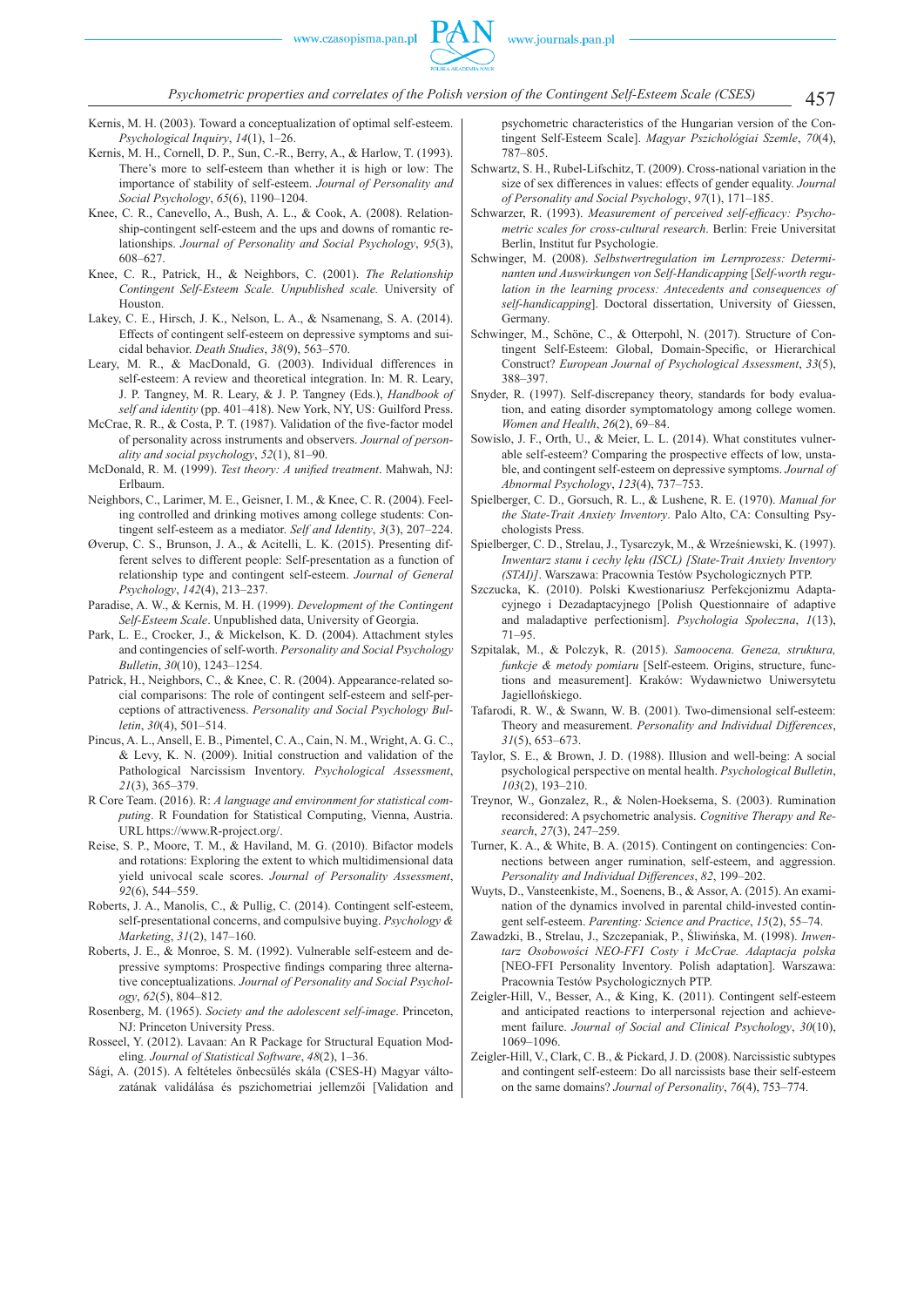Kernis, M. H. (2003). Toward a conceptualization of optimal self-esteem. *Psychological Inquiry*, *14*(1), 1–26.

Kernis, M. H., Cornell, D. P., Sun, C.-R., Berry, A., & Harlow, T. (1993). There's more to self-esteem than whether it is high or low: The importance of stability of self-esteem. *Journal of Personality and Social Psychology*, *65*(6), 1190–1204.

Knee, C. R., Canevello, A., Bush, A. L., & Cook, A. (2008). Relationship-contingent self-esteem and the ups and downs of romantic relationships. *Journal of Personality and Social Psychology*, *95*(3), 608–627.

Knee, C. R., Patrick, H., & Neighbors, C. (2001). *The Relationship Contingent Self-Esteem Scale. Unpublished scale.* University of Houston.

Lakey, C. E., Hirsch, J. K., Nelson, L. A., & Nsamenang, S. A. (2014). Effects of contingent self-esteem on depressive symptoms and suicidal behavior. *Death Studies*, *38*(9), 563–570.

Leary, M. R., & MacDonald, G. (2003). Individual differences in self-esteem: A review and theoretical integration. In: M. R. Leary, J. P. Tangney, M. R. Leary, & J. P. Tangney (Eds.), *Handbook of self and identity* (pp. 401–418). New York, NY, US: Guilford Press.

McCrae, R. R., & Costa, P. T. (1987). Validation of the five-factor model of personality across instruments and observers. *Journal of personality and social psychology*, *52*(1), 81–90.

McDonald, R. M. (1999). *Test theory: A unified treatment*. Mahwah, NJ: Erlbaum.

Neighbors, C., Larimer, M. E., Geisner, I. M., & Knee, C. R. (2004). Feeling controlled and drinking motives among college students: Contingent self-esteem as a mediator. *Self and Identity*, *3*(3), 207–224.

Øverup, C. S., Brunson, J. A., & Acitelli, L. K. (2015). Presenting different selves to different people: Self-presentation as a function of relationship type and contingent self-esteem. *Journal of General Psychology*, *142*(4), 213–237.

Paradise, A. W., & Kernis, M. H. (1999). *Development of the Contingent Self-Esteem Scale*. Unpublished data, University of Georgia.

Park, L. E., Crocker, J., & Mickelson, K. D. (2004). Attachment styles and contingencies of self-worth. *Personality and Social Psychology Bulletin*, *30*(10), 1243–1254.

Patrick, H., Neighbors, C., & Knee, C. R. (2004). Appearance-related social comparisons: The role of contingent self-esteem and self-perceptions of attractiveness. *Personality and Social Psychology Bulletin*, *30*(4), 501–514.

Pincus, A. L., Ansell, E. B., Pimentel, C. A., Cain, N. M., Wright, A. G. C., & Levy, K. N. (2009). Initial construction and validation of the Pathological Narcissism Inventory. *Psychological Assessment*, *21*(3), 365–379.

R Core Team. (2016). R: *A language and environment for statistical computing*. R Foundation for Statistical Computing, Vienna, Austria. URL https://www.R-project.org/.

Reise, S. P., Moore, T. M., & Haviland, M. G. (2010). Bifactor models and rotations: Exploring the extent to which multidimensional data yield univocal scale scores. *Journal of Personality Assessment*, *92*(6), 544–559.

Roberts, J. A., Manolis, C., & Pullig, C. (2014). Contingent self-esteem, self-presentational concerns, and compulsive buying. *Psychology & Marketing*, *31*(2), 147–160.

Roberts, J. E., & Monroe, S. M. (1992). Vulnerable self-esteem and depressive symptoms: Prospective findings comparing three alternative conceptualizations. *Journal of Personality and Social Psychology*, *62*(5), 804–812.

Rosenberg, M. (1965). *Society and the adolescent self-image*. Princeton, NJ: Princeton University Press.

Rosseel, Y. (2012). Lavaan: An R Package for Structural Equation Modeling. *Journal of Statistical Software*, *48*(2), 1–36.

Sági, A. (2015). A feltételes önbecsülés skála (CSES-H) Magyar változatának validálása és pszichometriai jellemzői [Validation and psychometric characteristics of the Hungarian version of the Contingent Self-Esteem Scale]. *Magyar Pszichológiai Szemle*, *70*(4), 787–805.

Schwartz, S. H., Rubel-Lifschitz, T. (2009). Cross-national variation in the size of sex differences in values: effects of gender equality. *Journal of Personality and Social Psychology*, *97*(1), 171–185.

Schwarzer, R. (1993). *Measurement of perceived self-efficacy: Psychometric scales for cross-cultural research*. Berlin: Freie Universitat Berlin, Institut fur Psychologie.

Schwinger, M. (2008). *Selbstwertregulation im Lernprozess: Determinanten und Auswirkungen von Self-Handicapping* [*Self-worth regulation in the learning process: Antecedents and consequences of self-handicapping*]. Doctoral dissertation, University of Giessen, Germany.

Schwinger, M., Schöne, C., & Otterpohl, N. (2017). Structure of Contingent Self-Esteem: Global, Domain-Specific, or Hierarchical Construct? *European Journal of Psychological Assessment*, *33*(5), 388–397.

Snyder, R. (1997). Self-discrepancy theory, standards for body evaluation, and eating disorder symptomatology among college women. *Women and Health*, *26*(2), 69–84.

Sowislo, J. F., Orth, U., & Meier, L. L. (2014). What constitutes vulnerable self-esteem? Comparing the prospective effects of low, unstable, and contingent self-esteem on depressive symptoms. *Journal of Abnormal Psychology*, *123*(4), 737–753.

Spielberger, C. D., Gorsuch, R. L., & Lushene, R. E. (1970). *Manual for the State-Trait Anxiety Inventory*. Palo Alto, CA: Consulting Psychologists Press.

Spielberger, C. D., Strelau, J., Tysarczyk, M., & Wrześniewski, K. (1997). *Inwentarz stanu i cechy lęku (ISCL) [State-Trait Anxiety Inventory (STAI)]*. Warszawa: Pracownia Testów Psychologicznych PTP.

Szczucka, K. (2010). Polski Kwestionariusz Perfekcjonizmu Adaptacyjnego i Dezadaptacyjnego [Polish Questionnaire of adaptive and maladaptive perfectionism]. *Psychologia Społeczna*, *1*(13), 71–95.

Szpitalak, M., & Polczyk, R. (2015). *Samoocena. Geneza, struktura, funkcje & metody pomiaru* [Self-esteem. Origins, structure, functions and measurement]. Kraków: Wydawnictwo Uniwersytetu Jagiellońskiego.

Tafarodi, R. W., & Swann, W. B. (2001). Two-dimensional self-esteem: Theory and measurement. *Personality and Individual Differences*, *31*(5), 653–673.

Taylor, S. E., & Brown, J. D. (1988). Illusion and well-being: A social psychological perspective on mental health. *Psychological Bulletin*, *103*(2), 193–210.

Treynor, W., Gonzalez, R., & Nolen-Hoeksema, S. (2003). Rumination reconsidered: A psychometric analysis. *Cognitive Therapy and Research*, *27*(3), 247–259.

Turner, K. A., & White, B. A. (2015). Contingent on contingencies: Connections between anger rumination, self-esteem, and aggression. *Personality and Individual Differences*, *82*, 199–202.

Wuyts, D., Vansteenkiste, M., Soenens, B., & Assor, A. (2015). An examination of the dynamics involved in parental child-invested contingent self-esteem. *Parenting: Science and Practice*, *15*(2), 55–74.

Zawadzki, B., Strelau, J., Szczepaniak, P., Śliwińska, M. (1998). *Inwentarz Osobowości NEO-FFI Costy i McCrae. Adaptacja polska* [NEO-FFI Personality Inventory. Polish adaptation]. Warszawa: Pracownia Testów Psychologicznych PTP.

Zeigler-Hill, V., Besser, A., & King, K. (2011). Contingent self-esteem and anticipated reactions to interpersonal rejection and achievement failure. *Journal of Social and Clinical Psychology*, *30*(10), 1069–1096.

Zeigler-Hill, V., Clark, C. B., & Pickard, J. D. (2008). Narcissistic subtypes and contingent self-esteem: Do all narcissists base their self-esteem on the same domains? *Journal of Personality*, *76*(4), 753–774.